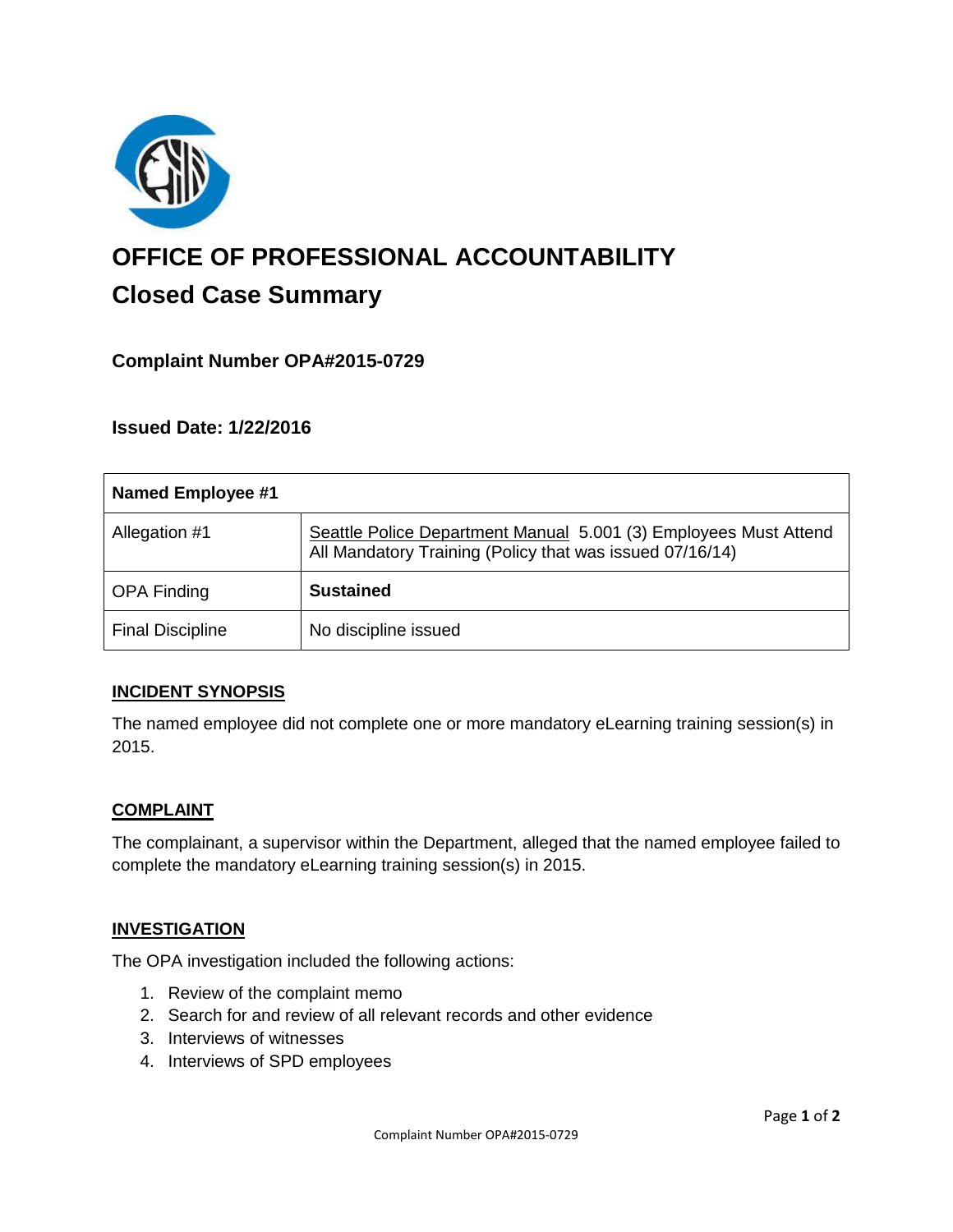# OFFICE OF PROFESSIONAL ACCOUNTABILITY

## Closed Case Summary

### Complaint Number OPA#2015-0729

### Issued Date: 1/22/2016

| Named Employee #1 | |
|---|---|
| Allegation #1 | Seattle Police Department Manual 5.001 (3) Employees Must Attend All Mandatory Training (Policy that was issued 07/16/14) |
| OPA Finding | **Sustained** |
| Final Discipline | No discipline issued |

## INCIDENT SYNOPSIS

The named employee did not complete one or more mandatory eLearning training session(s) in 2015.

## COMPLAINT

The complainant, a supervisor within the Department, alleged that the named employee failed to complete the mandatory eLearning training session(s) in 2015.

## INVESTIGATION

The OPA investigation included the following actions:

1. Review of the complaint memo
2. Search for and review of all relevant records and other evidence
3. Interviews of witnesses
4. Interviews of SPD employees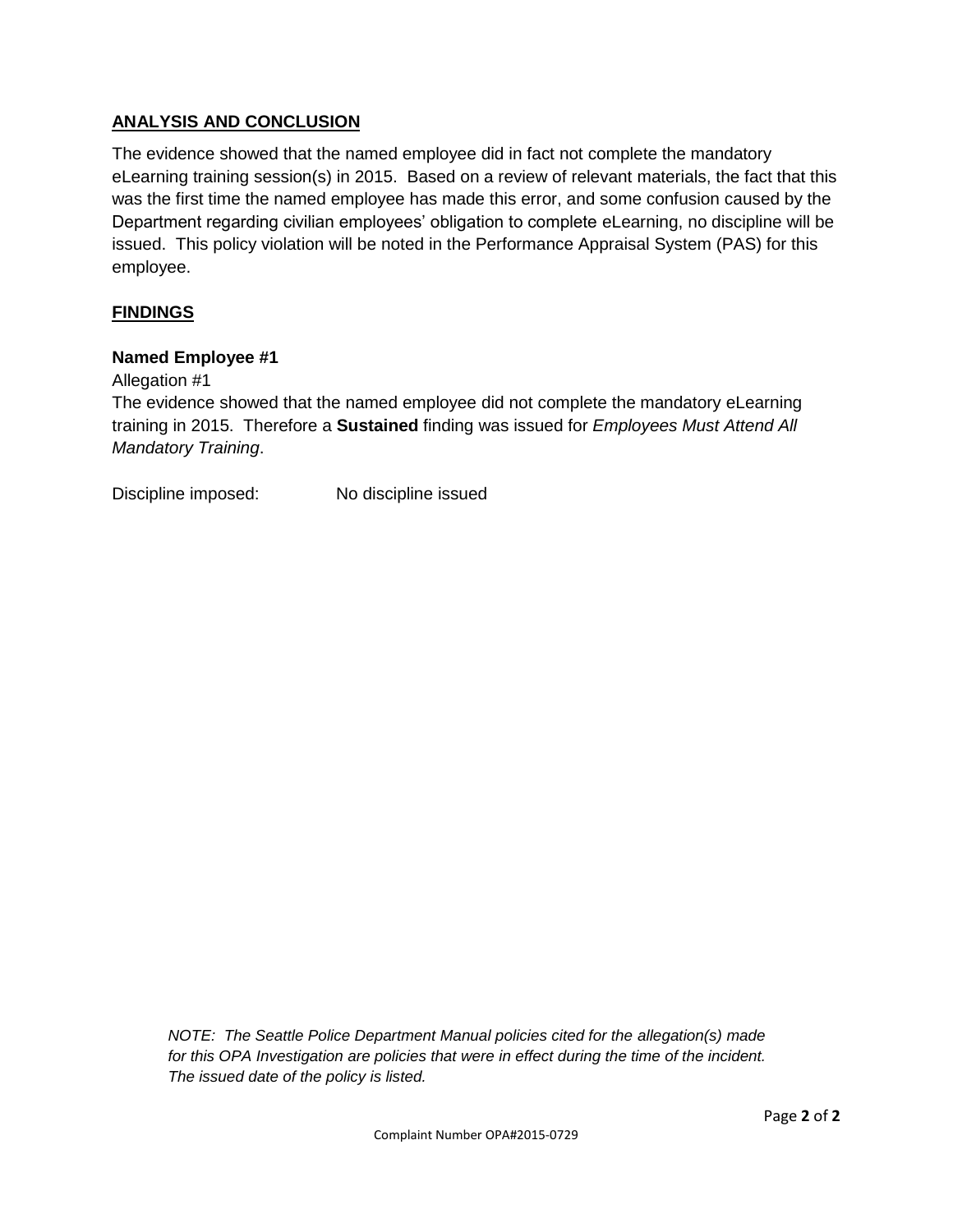## ANALYSIS AND CONCLUSION

The evidence showed that the named employee did in fact not complete the mandatory eLearning training session(s) in 2015. Based on a review of relevant materials, the fact that this was the first time the named employee has made this error, and some confusion caused by the Department regarding civilian employees' obligation to complete eLearning, no discipline will be issued. This policy violation will be noted in the Performance Appraisal System (PAS) for this employee.

## FINDINGS

**Named Employee #1**

Allegation #1

The evidence showed that the named employee did not complete the mandatory eLearning training in 2015. Therefore a **Sustained** finding was issued for *Employees Must Attend All Mandatory Training*.

Discipline imposed: No discipline issued

*NOTE: The Seattle Police Department Manual policies cited for the allegation(s) made for this OPA Investigation are policies that were in effect during the time of the incident. The issued date of the policy is listed.*

Complaint Number OPA#2015-0729